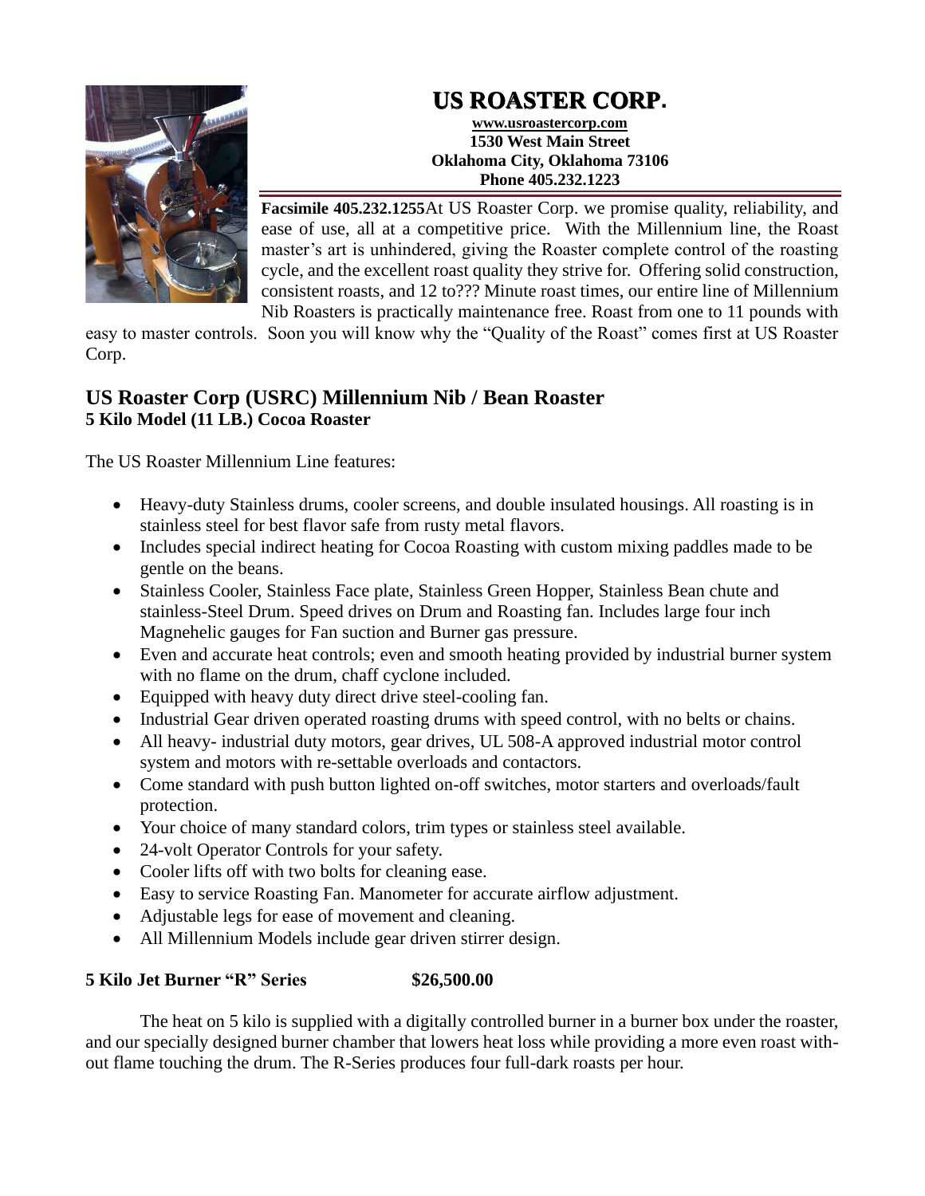# US ROASTER CORP.

**www.usroastercorp.com**
**1530 West Main Street**
**Oklahoma City, Oklahoma 73106**
**Phone 405.232.1223**

**Facsimile 405.232.1255**At US Roaster Corp. we promise quality, reliability, and ease of use, all at a competitive price. With the Millennium line, the Roast master's art is unhindered, giving the Roaster complete control of the roasting cycle, and the excellent roast quality they strive for. Offering solid construction, consistent roasts, and 12 to??? Minute roast times, our entire line of Millennium Nib Roasters is practically maintenance free. Roast from one to 11 pounds with easy to master controls. Soon you will know why the "Quality of the Roast" comes first at US Roaster Corp.

## US Roaster Corp (USRC) Millennium Nib / Bean Roaster

**5 Kilo Model (11 LB.) Cocoa Roaster**

The US Roaster Millennium Line features:

- Heavy-duty Stainless drums, cooler screens, and double insulated housings. All roasting is in stainless steel for best flavor safe from rusty metal flavors.
- Includes special indirect heating for Cocoa Roasting with custom mixing paddles made to be gentle on the beans.
- Stainless Cooler, Stainless Face plate, Stainless Green Hopper, Stainless Bean chute and stainless-Steel Drum. Speed drives on Drum and Roasting fan. Includes large four inch Magnehelic gauges for Fan suction and Burner gas pressure.
- Even and accurate heat controls; even and smooth heating provided by industrial burner system with no flame on the drum, chaff cyclone included.
- Equipped with heavy duty direct drive steel-cooling fan.
- Industrial Gear driven operated roasting drums with speed control, with no belts or chains.
- All heavy- industrial duty motors, gear drives, UL 508-A approved industrial motor control system and motors with re-settable overloads and contactors.
- Come standard with push button lighted on-off switches, motor starters and overloads/fault protection.
- Your choice of many standard colors, trim types or stainless steel available.
- 24-volt Operator Controls for your safety.
- Cooler lifts off with two bolts for cleaning ease.
- Easy to service Roasting Fan. Manometer for accurate airflow adjustment.
- Adjustable legs for ease of movement and cleaning.
- All Millennium Models include gear driven stirrer design.

**5 Kilo Jet Burner "R" Series $26,500.00**

The heat on 5 kilo is supplied with a digitally controlled burner in a burner box under the roaster, and our specially designed burner chamber that lowers heat loss while providing a more even roast without flame touching the drum. The R-Series produces four full-dark roasts per hour.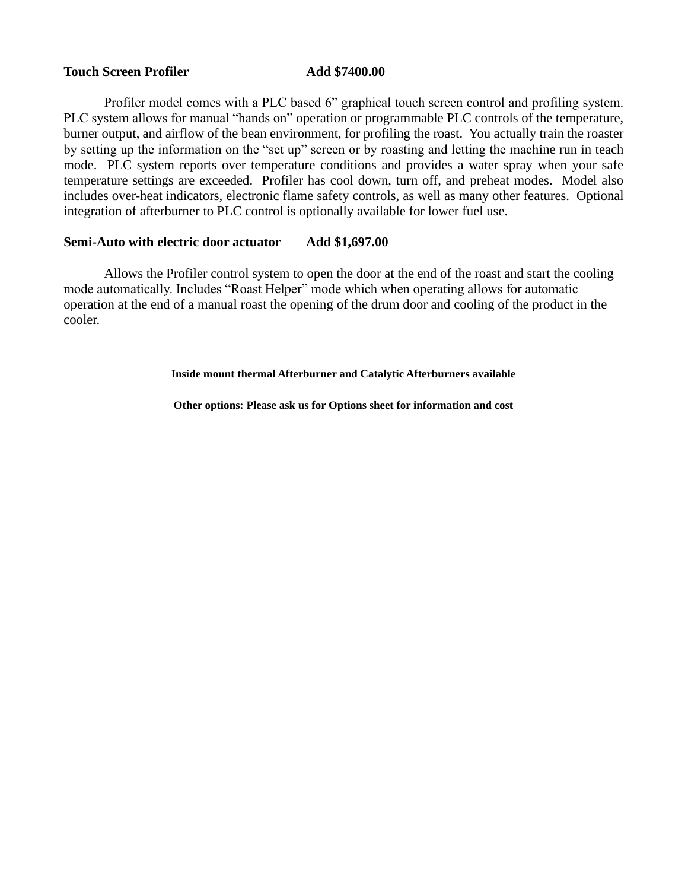**Touch Screen Profiler Add $7400.00**

Profiler model comes with a PLC based 6" graphical touch screen control and profiling system. PLC system allows for manual "hands on" operation or programmable PLC controls of the temperature, burner output, and airflow of the bean environment, for profiling the roast. You actually train the roaster by setting up the information on the "set up" screen or by roasting and letting the machine run in teach mode. PLC system reports over temperature conditions and provides a water spray when your safe temperature settings are exceeded. Profiler has cool down, turn off, and preheat modes. Model also includes over-heat indicators, electronic flame safety controls, as well as many other features. Optional integration of afterburner to PLC control is optionally available for lower fuel use.

**Semi-Auto with electric door actuator Add $1,697.00**

Allows the Profiler control system to open the door at the end of the roast and start the cooling mode automatically. Includes "Roast Helper" mode which when operating allows for automatic operation at the end of a manual roast the opening of the drum door and cooling of the product in the cooler.

**Inside mount thermal Afterburner and Catalytic Afterburners available**

**Other options: Please ask us for Options sheet for information and cost**